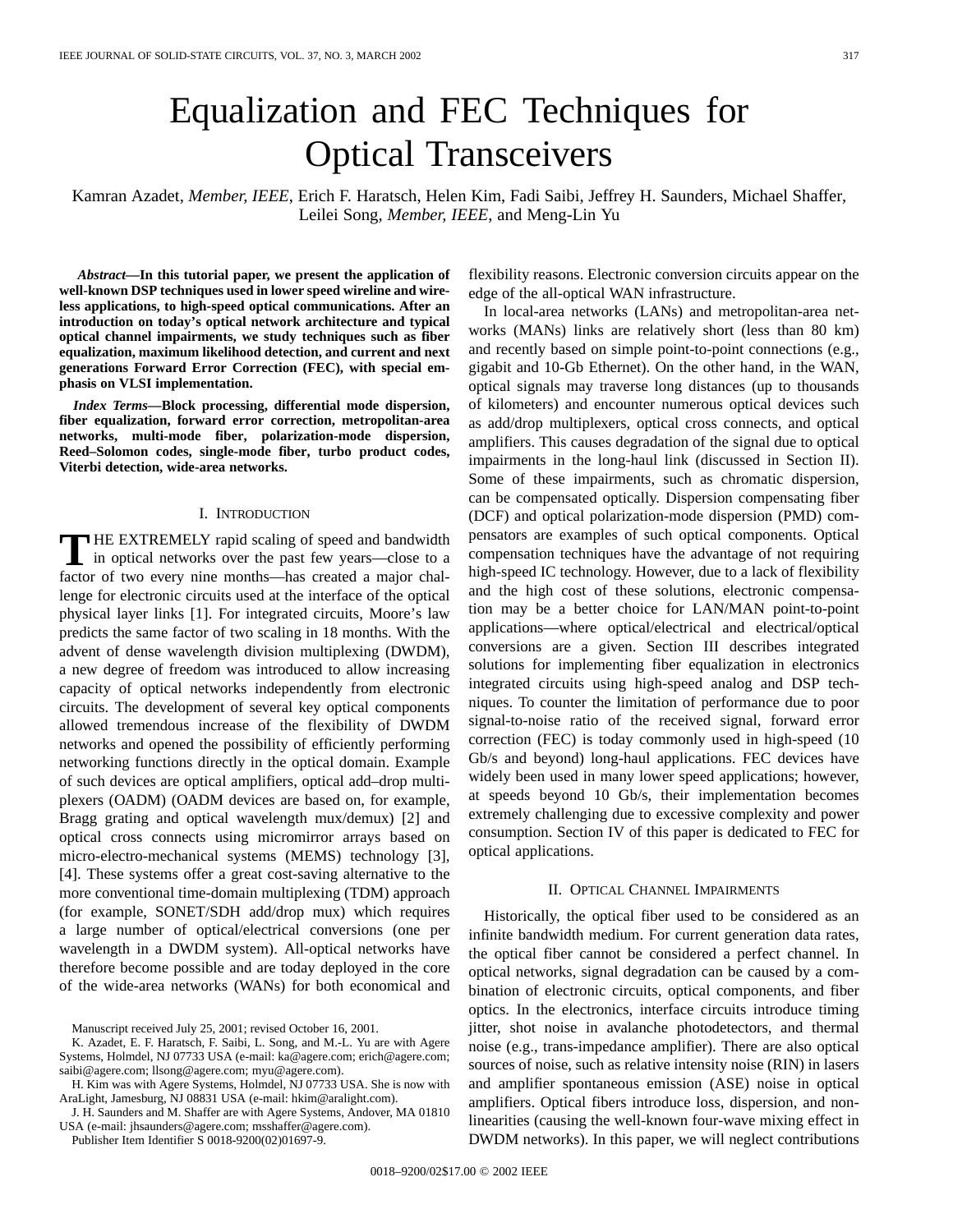# Equalization and FEC Techniques for Optical Transceivers

Kamran Azadet, *Member, IEEE*, Erich F. Haratsch, Helen Kim, Fadi Saibi, Jeffrey H. Saunders, Michael Shaffer, Leilei Song, *Member, IEEE*, and Meng-Lin Yu

***Abstract*—In this tutorial paper, we present the application of well-known DSP techniques used in lower speed wireline and wireless applications, to high-speed optical communications. After an introduction on today's optical network architecture and typical optical channel impairments, we study techniques such as fiber equalization, maximum likelihood detection, and current and next generations Forward Error Correction (FEC), with special emphasis on VLSI implementation.**

***Index Terms*—Block processing, differential mode dispersion, fiber equalization, forward error correction, metropolitan-area networks, multi-mode fiber, polarization-mode dispersion, Reed–Solomon codes, single-mode fiber, turbo product codes, Viterbi detection, wide-area networks.**

## I. Introduction

The extremely rapid scaling of speed and bandwidth in optical networks over the past few years—close to a factor of two every nine months—has created a major challenge for electronic circuits used at the interface of the optical physical layer links [1]. For integrated circuits, Moore's law predicts the same factor of two scaling in 18 months. With the advent of dense wavelength division multiplexing (DWDM), a new degree of freedom was introduced to allow increasing capacity of optical networks independently from electronic circuits. The development of several key optical components allowed tremendous increase of the flexibility of DWDM networks and opened the possibility of efficiently performing networking functions directly in the optical domain. Example of such devices are optical amplifiers, optical add–drop multiplexers (OADM) (OADM devices are based on, for example, Bragg grating and optical wavelength mux/demux) [2] and optical cross connects using micromirror arrays based on micro-electro-mechanical systems (MEMS) technology [3], [4]. These systems offer a great cost-saving alternative to the more conventional time-domain multiplexing (TDM) approach (for example, SONET/SDH add/drop mux) which requires a large number of optical/electrical conversions (one per wavelength in a DWDM system). All-optical networks have therefore become possible and are today deployed in the core of the wide-area networks (WANs) for both economical and flexibility reasons. Electronic conversion circuits appear on the edge of the all-optical WAN infrastructure.

In local-area networks (LANs) and metropolitan-area networks (MANs) links are relatively short (less than 80 km) and recently based on simple point-to-point connections (e.g., gigabit and 10-Gb Ethernet). On the other hand, in the WAN, optical signals may traverse long distances (up to thousands of kilometers) and encounter numerous optical devices such as add/drop multiplexers, optical cross connects, and optical amplifiers. This causes degradation of the signal due to optical impairments in the long-haul link (discussed in Section II). Some of these impairments, such as chromatic dispersion, can be compensated optically. Dispersion compensating fiber (DCF) and optical polarization-mode dispersion (PMD) compensators are examples of such optical components. Optical compensation techniques have the advantage of not requiring high-speed IC technology. However, due to a lack of flexibility and the high cost of these solutions, electronic compensation may be a better choice for LAN/MAN point-to-point applications—where optical/electrical and electrical/optical conversions are a given. Section III describes integrated solutions for implementing fiber equalization in electronics integrated circuits using high-speed analog and DSP techniques. To counter the limitation of performance due to poor signal-to-noise ratio of the received signal, forward error correction (FEC) is today commonly used in high-speed (10 Gb/s and beyond) long-haul applications. FEC devices have widely been used in many lower speed applications; however, at speeds beyond 10 Gb/s, their implementation becomes extremely challenging due to excessive complexity and power consumption. Section IV of this paper is dedicated to FEC for optical applications.

## II. Optical Channel Impairments

Historically, the optical fiber used to be considered as an infinite bandwidth medium. For current generation data rates, the optical fiber cannot be considered a perfect channel. In optical networks, signal degradation can be caused by a combination of electronic circuits, optical components, and fiber optics. In the electronics, interface circuits introduce timing jitter, shot noise in avalanche photodetectors, and thermal noise (e.g., trans-impedance amplifier). There are also optical sources of noise, such as relative intensity noise (RIN) in lasers and amplifier spontaneous emission (ASE) noise in optical amplifiers. Optical fibers introduce loss, dispersion, and nonlinearities (causing the well-known four-wave mixing effect in DWDM networks). In this paper, we will neglect contributions

Manuscript received July 25, 2001; revised October 16, 2001.

K. Azadet, E. F. Haratsch, F. Saibi, L. Song, and M.-L. Yu are with Agere Systems, Holmdel, NJ 07733 USA (e-mail: ka@agere.com; erich@agere.com; saibi@agere.com; llsong@agere.com; myu@agere.com).

H. Kim was with Agere Systems, Holmdel, NJ 07733 USA. She is now with AraLight, Jamesburg, NJ 08831 USA (e-mail: hkim@aralight.com).

J. H. Saunders and M. Shaffer are with Agere Systems, Andover, MA 01810 USA (e-mail: jhsaunders@agere.com; msshaffer@agere.com).

Publisher Item Identifier S 0018-9200(02)01697-9.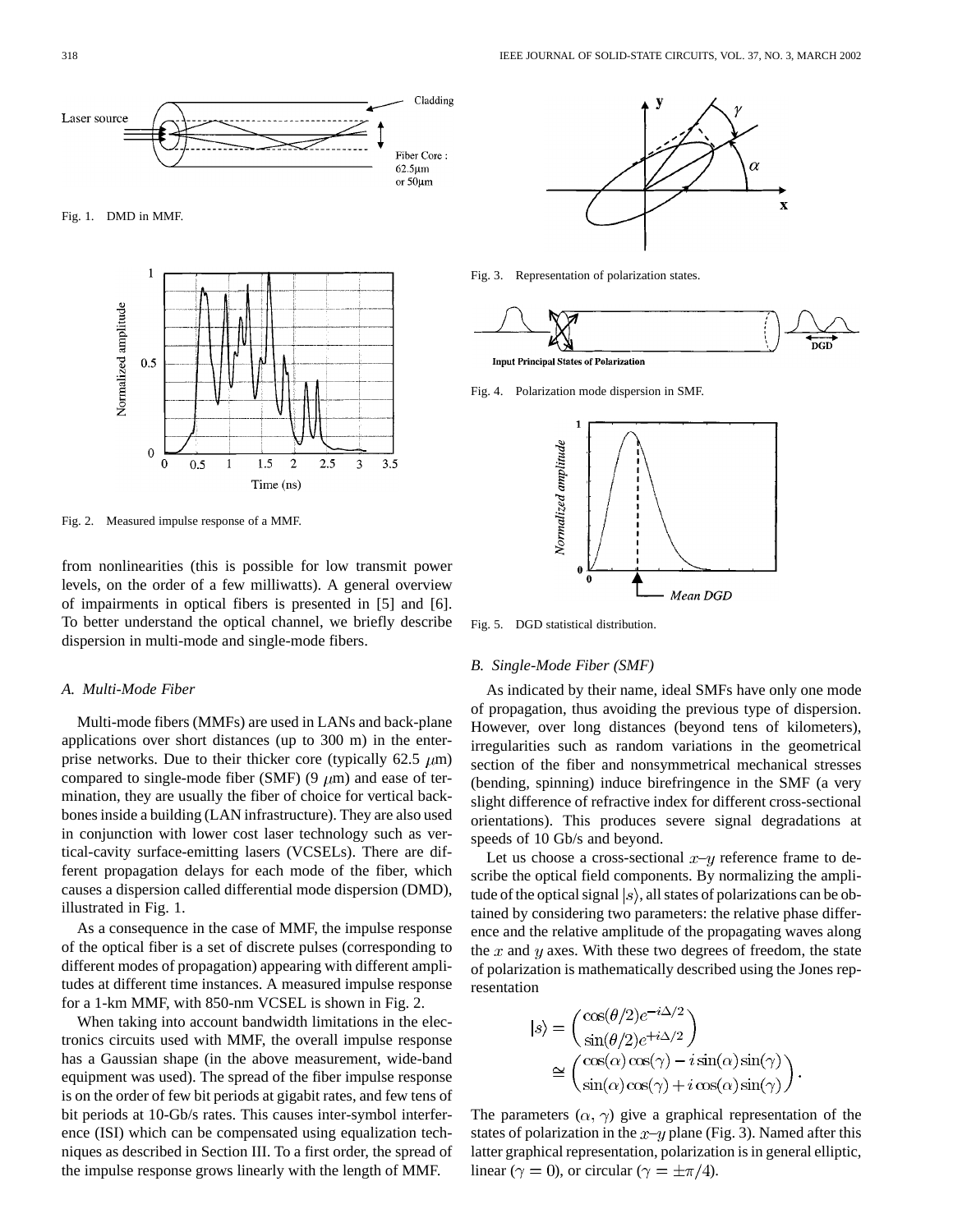Fig. 1. DMD in MMF.

Fig. 2. Measured impulse response of a MMF.

from nonlinearities (this is possible for low transmit power levels, on the order of a few milliwatts). A general overview of impairments in optical fibers is presented in [5] and [6]. To better understand the optical channel, we briefly describe dispersion in multi-mode and single-mode fibers.

### A. Multi-Mode Fiber

Multi-mode fibers (MMFs) are used in LANs and back-plane applications over short distances (up to 300 m) in the enterprise networks. Due to their thicker core (typically 62.5 $\mu$m) compared to single-mode fiber (SMF) (9 $\mu$m) and ease of termination, they are usually the fiber of choice for vertical backbones inside a building (LAN infrastructure). They are also used in conjunction with lower cost laser technology such as vertical-cavity surface-emitting lasers (VCSELs). There are different propagation delays for each mode of the fiber, which causes a dispersion called differential mode dispersion (DMD), illustrated in Fig. 1.

As a consequence in the case of MMF, the impulse response of the optical fiber is a set of discrete pulses (corresponding to different modes of propagation) appearing with different amplitudes at different time instances. A measured impulse response for a 1-km MMF, with 850-nm VCSEL is shown in Fig. 2.

When taking into account bandwidth limitations in the electronics circuits used with MMF, the overall impulse response has a Gaussian shape (in the above measurement, wide-band equipment was used). The spread of the fiber impulse response is on the order of few bit periods at gigabit rates, and few tens of bit periods at 10-Gb/s rates. This causes inter-symbol interference (ISI) which can be compensated using equalization techniques as described in Section III. To a first order, the spread of the impulse response grows linearly with the length of MMF.

Fig. 3. Representation of polarization states.

Fig. 4. Polarization mode dispersion in SMF.

Fig. 5. DGD statistical distribution.

### B. Single-Mode Fiber (SMF)

As indicated by their name, ideal SMFs have only one mode of propagation, thus avoiding the previous type of dispersion. However, over long distances (beyond tens of kilometers), irregularities such as random variations in the geometrical section of the fiber and nonsymmetrical mechanical stresses (bending, spinning) induce birefringence in the SMF (a very slight difference of refractive index for different cross-sectional orientations). This produces severe signal degradations at speeds of 10 Gb/s and beyond.

Let us choose a cross-sectional $x$–$y$ reference frame to describe the optical field components. By normalizing the amplitude of the optical signal $|s\rangle$, all states of polarizations can be obtained by considering two parameters: the relative phase difference and the relative amplitude of the propagating waves along the $x$ and $y$ axes. With these two degrees of freedom, the state of polarization is mathematically described using the Jones representation

$$|s\rangle = \begin{pmatrix} \cos(\theta/2)e^{-i\Delta/2} \\ \sin(\theta/2)e^{+i\Delta/2} \end{pmatrix} \cong \begin{pmatrix} \cos(\alpha)\cos(\gamma) - i\sin(\alpha)\sin(\gamma) \\ \sin(\alpha)\cos(\gamma) + i\cos(\alpha)\sin(\gamma) \end{pmatrix}.$$

The parameters $(\alpha, \gamma)$ give a graphical representation of the states of polarization in the $x$–$y$ plane (Fig. 3). Named after this latter graphical representation, polarization is in general elliptic, linear ($\gamma = 0$), or circular ($\gamma = \pm\pi/4$).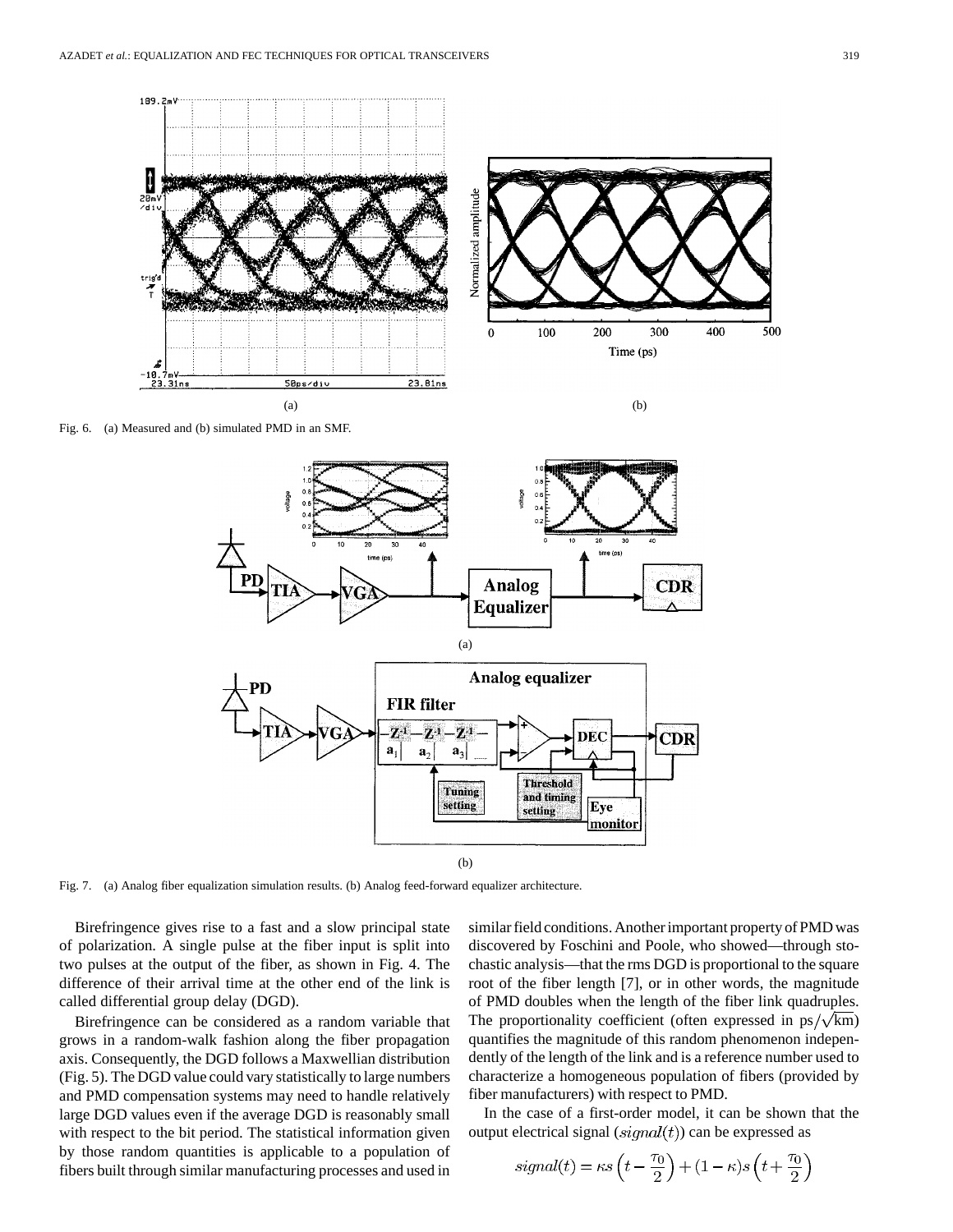Fig. 6. (a) Measured and (b) simulated PMD in an SMF.

Fig. 7. (a) Analog fiber equalization simulation results. (b) Analog feed-forward equalizer architecture.

Birefringence gives rise to a fast and a slow principal state of polarization. A single pulse at the fiber input is split into two pulses at the output of the fiber, as shown in Fig. 4. The difference of their arrival time at the other end of the link is called differential group delay (DGD).

Birefringence can be considered as a random variable that grows in a random-walk fashion along the fiber propagation axis. Consequently, the DGD follows a Maxwellian distribution (Fig. 5). The DGD value could vary statistically to large numbers and PMD compensation systems may need to handle relatively large DGD values even if the average DGD is reasonably small with respect to the bit period. The statistical information given by those random quantities is applicable to a population of fibers built through similar manufacturing processes and used in similar field conditions. Another important property of PMD was discovered by Foschini and Poole, who showed—through stochastic analysis—that the rms DGD is proportional to the square root of the fiber length [7], or in other words, the magnitude of PMD doubles when the length of the fiber link quadruples. The proportionality coefficient (often expressed in $\mathrm{ps}/\sqrt{\mathrm{km}}$) quantifies the magnitude of this random phenomenon independently of the length of the link and is a reference number used to characterize a homogeneous population of fibers (provided by fiber manufacturers) with respect to PMD.

In the case of a first-order model, it can be shown that the output electrical signal ($signal(t)$) can be expressed as

$$signal(t) = \kappa s\left(t - \frac{\tau_0}{2}\right) + (1-\kappa)s\left(t + \frac{\tau_0}{2}\right)$$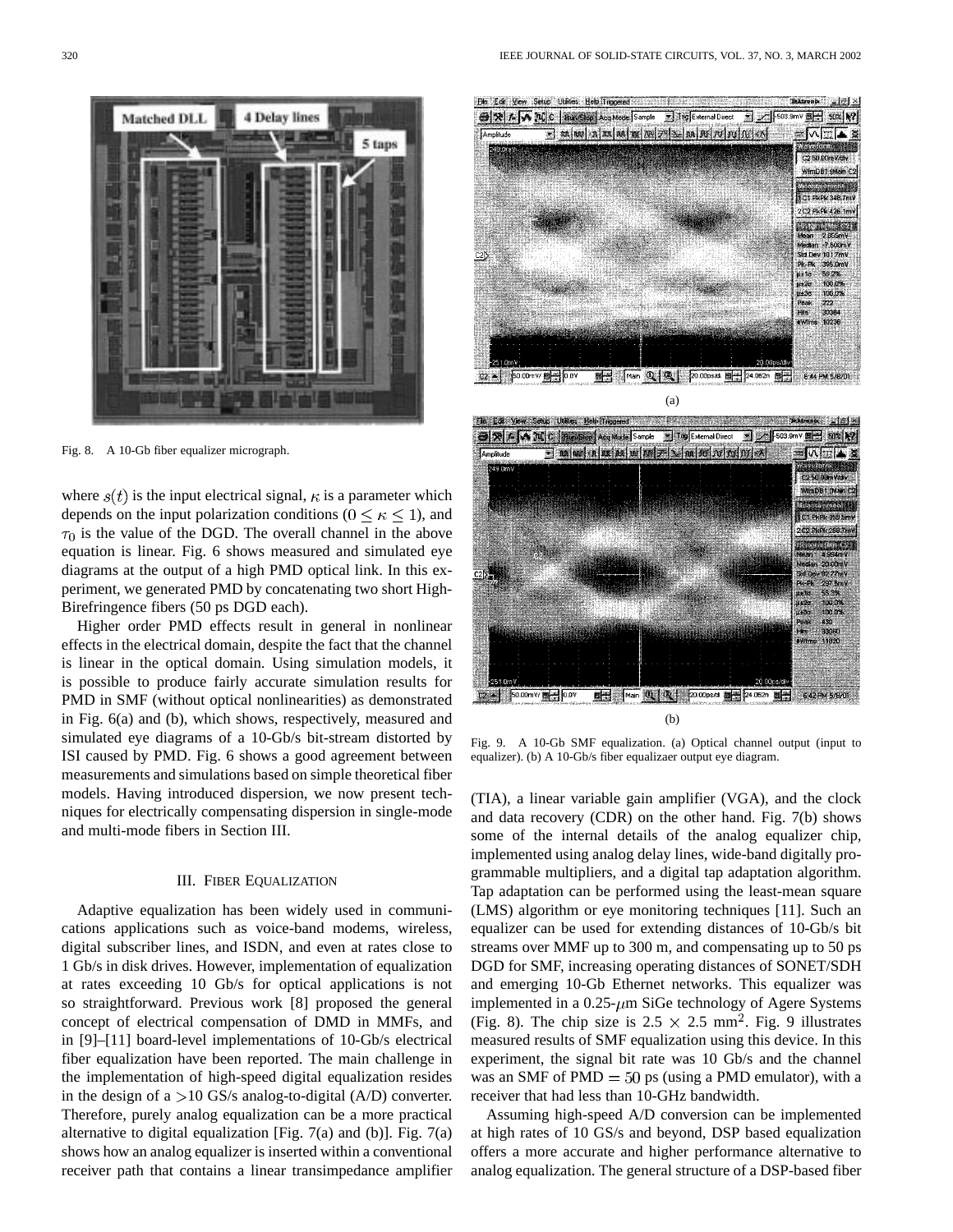Fig. 8. A 10-Gb fiber equalizer micrograph.

where $s(t)$ is the input electrical signal, $\kappa$ is a parameter which depends on the input polarization conditions ($0 \leq \kappa \leq 1$), and $\tau_0$ is the value of the DGD. The overall channel in the above equation is linear. Fig. 6 shows measured and simulated eye diagrams at the output of a high PMD optical link. In this experiment, we generated PMD by concatenating two short High-Birefringence fibers (50 ps DGD each).

Higher order PMD effects result in general in nonlinear effects in the electrical domain, despite the fact that the channel is linear in the optical domain. Using simulation models, it is possible to produce fairly accurate simulation results for PMD in SMF (without optical nonlinearities) as demonstrated in Fig. 6(a) and (b), which shows, respectively, measured and simulated eye diagrams of a 10-Gb/s bit-stream distorted by ISI caused by PMD. Fig. 6 shows a good agreement between measurements and simulations based on simple theoretical fiber models. Having introduced dispersion, we now present techniques for electrically compensating dispersion in single-mode and multi-mode fibers in Section III.

## III. Fiber Equalization

Adaptive equalization has been widely used in communications applications such as voice-band modems, wireless, digital subscriber lines, and ISDN, and even at rates close to 1 Gb/s in disk drives. However, implementation of equalization at rates exceeding 10 Gb/s for optical applications is not so straightforward. Previous work [8] proposed the general concept of electrical compensation of DMD in MMFs, and in [9]–[11] board-level implementations of 10-Gb/s electrical fiber equalization have been reported. The main challenge in the implementation of high-speed digital equalization resides in the design of a >10 GS/s analog-to-digital (A/D) converter. Therefore, purely analog equalization can be a more practical alternative to digital equalization [Fig. 7(a) and (b)]. Fig. 7(a) shows how an analog equalizer is inserted within a conventional receiver path that contains a linear transimpedance amplifier (TIA), a linear variable gain amplifier (VGA), and the clock and data recovery (CDR) on the other hand. Fig. 7(b) shows some of the internal details of the analog equalizer chip, implemented using analog delay lines, wide-band digitally programmable multipliers, and a digital tap adaptation algorithm. Tap adaptation can be performed using the least-mean square (LMS) algorithm or eye monitoring techniques [11]. Such an equalizer can be used for extending distances of 10-Gb/s bit streams over MMF up to 300 m, and compensating up to 50 ps DGD for SMF, increasing operating distances of SONET/SDH and emerging 10-Gb Ethernet networks. This equalizer was implemented in a 0.25-$\mu$m SiGe technology of Agere Systems (Fig. 8). The chip size is 2.5 × 2.5 mm$^2$. Fig. 9 illustrates measured results of SMF equalization using this device. In this experiment, the signal bit rate was 10 Gb/s and the channel was an SMF of PMD $= 50$ ps (using a PMD emulator), with a receiver that had less than 10-GHz bandwidth.

Fig. 9. A 10-Gb SMF equalization. (a) Optical channel output (input to equalizer). (b) A 10-Gb/s fiber equalizaer output eye diagram.

Assuming high-speed A/D conversion can be implemented at high rates of 10 GS/s and beyond, DSP based equalization offers a more accurate and higher performance alternative to analog equalization. The general structure of a DSP-based fiber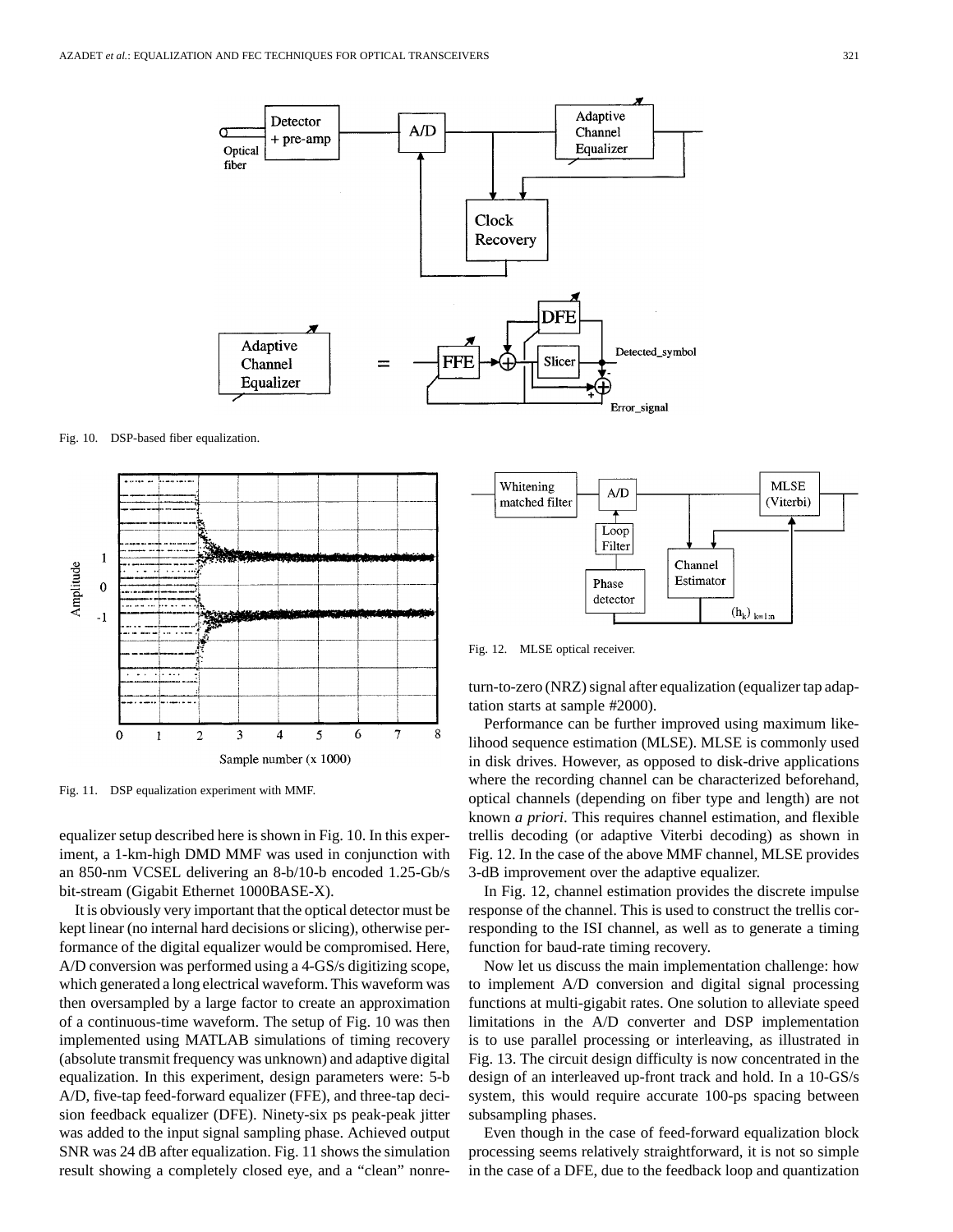Fig. 10. DSP-based fiber equalization.

Fig. 11. DSP equalization experiment with MMF.

equalizer setup described here is shown in Fig. 10. In this experiment, a 1-km-high DMD MMF was used in conjunction with an 850-nm VCSEL delivering an 8-b/10-b encoded 1.25-Gb/s bit-stream (Gigabit Ethernet 1000BASE-X).

It is obviously very important that the optical detector must be kept linear (no internal hard decisions or slicing), otherwise performance of the digital equalizer would be compromised. Here, A/D conversion was performed using a 4-GS/s digitizing scope, which generated a long electrical waveform. This waveform was then oversampled by a large factor to create an approximation of a continuous-time waveform. The setup of Fig. 10 was then implemented using MATLAB simulations of timing recovery (absolute transmit frequency was unknown) and adaptive digital equalization. In this experiment, design parameters were: 5-b A/D, five-tap feed-forward equalizer (FFE), and three-tap decision feedback equalizer (DFE). Ninety-six ps peak-peak jitter was added to the input signal sampling phase. Achieved output SNR was 24 dB after equalization. Fig. 11 shows the simulation result showing a completely closed eye, and a "clean" nonreturn-to-zero (NRZ) signal after equalization (equalizer tap adaptation starts at sample #2000).

Fig. 12. MLSE optical receiver.

Performance can be further improved using maximum likelihood sequence estimation (MLSE). MLSE is commonly used in disk drives. However, as opposed to disk-drive applications where the recording channel can be characterized beforehand, optical channels (depending on fiber type and length) are not known *a priori*. This requires channel estimation, and flexible trellis decoding (or adaptive Viterbi decoding) as shown in Fig. 12. In the case of the above MMF channel, MLSE provides 3-dB improvement over the adaptive equalizer.

In Fig. 12, channel estimation provides the discrete impulse response of the channel. This is used to construct the trellis corresponding to the ISI channel, as well as to generate a timing function for baud-rate timing recovery.

Now let us discuss the main implementation challenge: how to implement A/D conversion and digital signal processing functions at multi-gigabit rates. One solution to alleviate speed limitations in the A/D converter and DSP implementation is to use parallel processing or interleaving, as illustrated in Fig. 13. The circuit design difficulty is now concentrated in the design of an interleaved up-front track and hold. In a 10-GS/s system, this would require accurate 100-ps spacing between subsampling phases.

Even though in the case of feed-forward equalization block processing seems relatively straightforward, it is not so simple in the case of a DFE, due to the feedback loop and quantization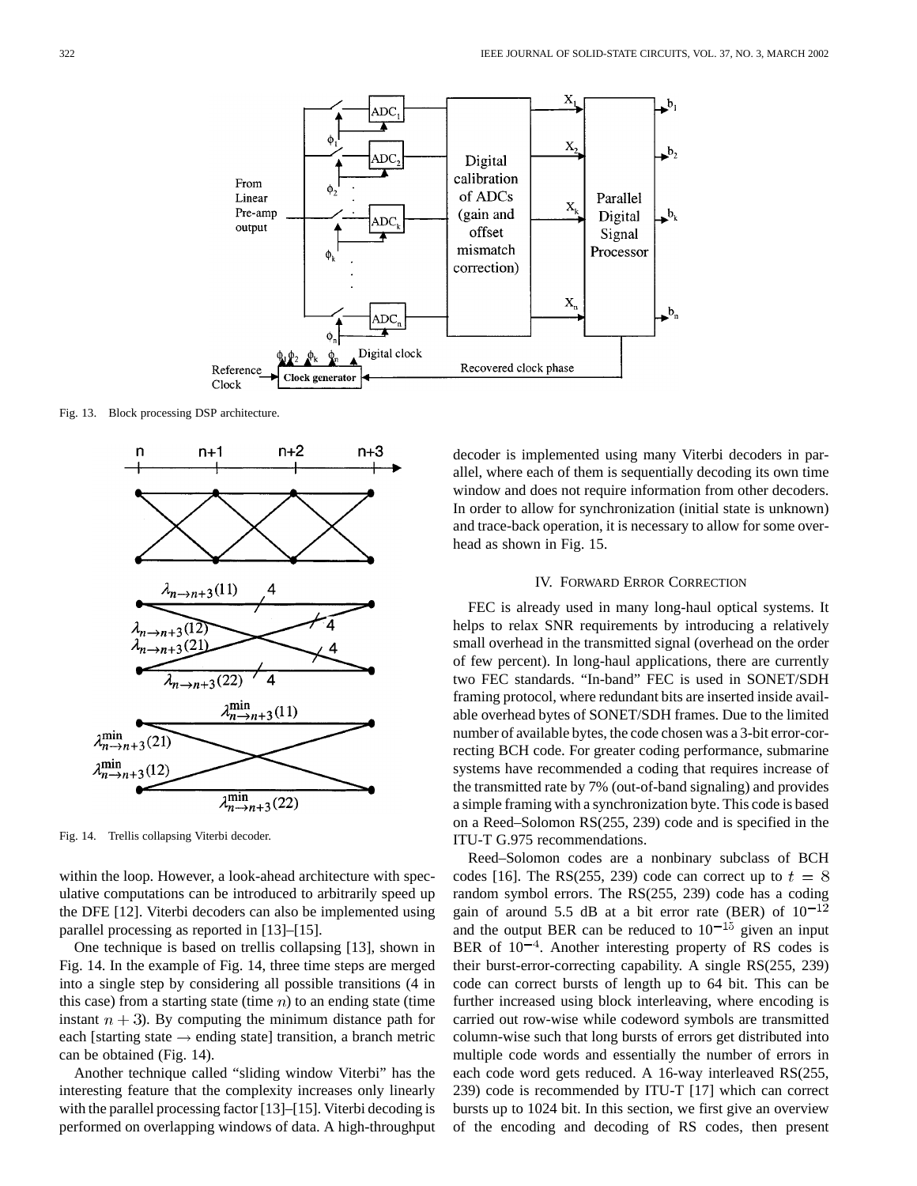Fig. 13. Block processing DSP architecture.

Fig. 14. Trellis collapsing Viterbi decoder.

within the loop. However, a look-ahead architecture with speculative computations can be introduced to arbitrarily speed up the DFE [12]. Viterbi decoders can also be implemented using parallel processing as reported in [13]–[15].

One technique is based on trellis collapsing [13], shown in Fig. 14. In the example of Fig. 14, three time steps are merged into a single step by considering all possible transitions (4 in this case) from a starting state (time $n$) to an ending state (time instant $n+3$). By computing the minimum distance path for each [starting state → ending state] transition, a branch metric can be obtained (Fig. 14).

Another technique called "sliding window Viterbi" has the interesting feature that the complexity increases only linearly with the parallel processing factor [13]–[15]. Viterbi decoding is performed on overlapping windows of data. A high-throughput decoder is implemented using many Viterbi decoders in parallel, where each of them is sequentially decoding its own time window and does not require information from other decoders. In order to allow for synchronization (initial state is unknown) and trace-back operation, it is necessary to allow for some overhead as shown in Fig. 15.

## IV. Forward Error Correction

FEC is already used in many long-haul optical systems. It helps to relax SNR requirements by introducing a relatively small overhead in the transmitted signal (overhead on the order of few percent). In long-haul applications, there are currently two FEC standards. "In-band" FEC is used in SONET/SDH framing protocol, where redundant bits are inserted inside available overhead bytes of SONET/SDH frames. Due to the limited number of available bytes, the code chosen was a 3-bit error-correcting BCH code. For greater coding performance, submarine systems have recommended a coding that requires increase of the transmitted rate by 7% (out-of-band signaling) and provides a simple framing with a synchronization byte. This code is based on a Reed–Solomon RS(255, 239) code and is specified in the ITU-T G.975 recommendations.

Reed–Solomon codes are a nonbinary subclass of BCH codes [16]. The RS(255, 239) code can correct up to $t = 8$ random symbol errors. The RS(255, 239) code has a coding gain of around 5.5 dB at a bit error rate (BER) of $10^{-12}$ and the output BER can be reduced to $10^{-15}$ given an input BER of $10^{-4}$. Another interesting property of RS codes is their burst-error-correcting capability. A single RS(255, 239) code can correct bursts of length up to 64 bit. This can be further increased using block interleaving, where encoding is carried out row-wise while codeword symbols are transmitted column-wise such that long bursts of errors get distributed into multiple code words and essentially the number of errors in each code word gets reduced. A 16-way interleaved RS(255, 239) code is recommended by ITU-T [17] which can correct bursts up to 1024 bit. In this section, we first give an overview of the encoding and decoding of RS codes, then present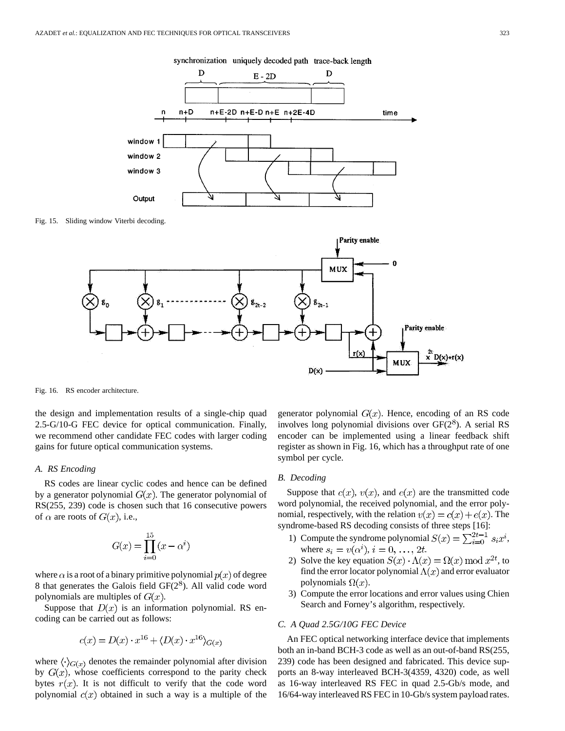Fig. 15. Sliding window Viterbi decoding.

Fig. 16. RS encoder architecture.

the design and implementation results of a single-chip quad 2.5-G/10-G FEC device for optical communication. Finally, we recommend other candidate FEC codes with larger coding gains for future optical communication systems.

### A. RS Encoding

RS codes are linear cyclic codes and hence can be defined by a generator polynomial $G(x)$. The generator polynomial of RS(255, 239) code is chosen such that 16 consecutive powers of $\alpha$ are roots of $G(x)$, i.e.,

$$G(x) = \prod_{i=0}^{15} (x - \alpha^i)$$

where $\alpha$ is a root of a binary primitive polynomial $p(x)$ of degree 8 that generates the Galois field GF($2^8$). All valid code word polynomials are multiples of $G(x)$.

Suppose that $D(x)$ is an information polynomial. RS encoding can be carried out as follows:

$$c(x) = D(x) \cdot x^{16} + \langle D(x) \cdot x^{16} \rangle_{G(x)}$$

where $\langle \cdot \rangle_{G(x)}$ denotes the remainder polynomial after division by $G(x)$, whose coefficients correspond to the parity check bytes $r(x)$. It is not difficult to verify that the code word polynomial $c(x)$ obtained in such a way is a multiple of the generator polynomial $G(x)$. Hence, encoding of an RS code involves long polynomial divisions over GF($2^8$). A serial RS encoder can be implemented using a linear feedback shift register as shown in Fig. 16, which has a throughput rate of one symbol per cycle.

### B. Decoding

Suppose that $c(x)$, $v(x)$, and $e(x)$ are the transmitted code word polynomial, the received polynomial, and the error polynomial, respectively, with the relation $v(x) = c(x) + e(x)$. The syndrome-based RS decoding consists of three steps [16]:

1) Compute the syndrome polynomial $S(x) = \sum_{i=0}^{2t-1} s_i x^i$, where $s_i = v(\alpha^i)$, $i = 0, \ldots, 2t$.
2) Solve the key equation $S(x) \cdot \Lambda(x) = \Omega(x) \bmod x^{2t}$, to find the error locator polynomial $\Lambda(x)$ and error evaluator polynomials $\Omega(x)$.
3) Compute the error locations and error values using Chien Search and Forney's algorithm, respectively.

### C. A Quad 2.5G/10G FEC Device

An FEC optical networking interface device that implements both an in-band BCH-3 code as well as an out-of-band RS(255, 239) code has been designed and fabricated. This device supports an 8-way interleaved BCH-3(4359, 4320) code, as well as 16-way interleaved RS FEC in quad 2.5-Gb/s mode, and 16/64-way interleaved RS FEC in 10-Gb/s system payload rates.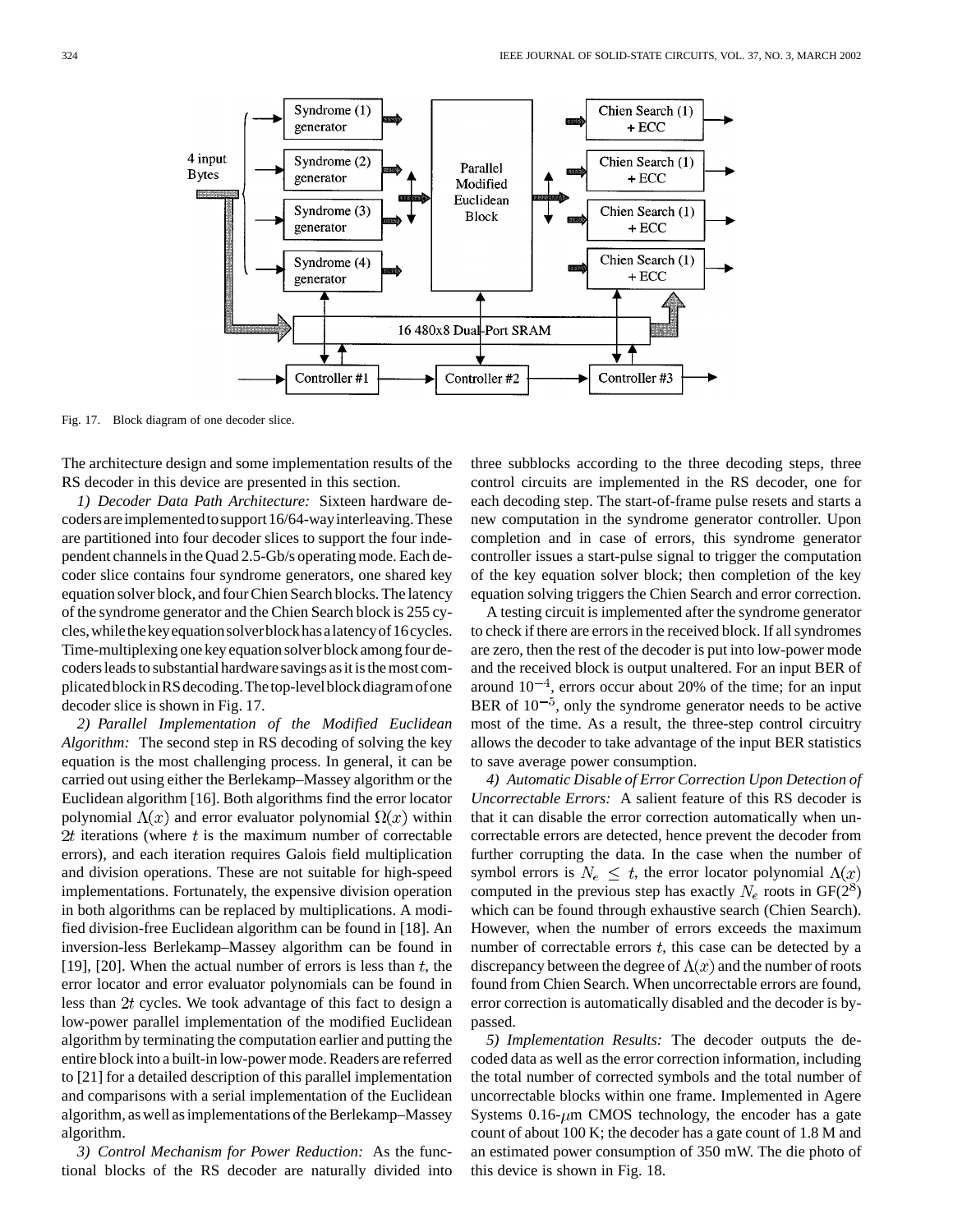Fig. 17. Block diagram of one decoder slice.

The architecture design and some implementation results of the RS decoder in this device are presented in this section.

*1) Decoder Data Path Architecture:* Sixteen hardware decoders are implemented to support 16/64-way interleaving. These are partitioned into four decoder slices to support the four independent channels in the Quad 2.5-Gb/s operating mode. Each decoder slice contains four syndrome generators, one shared key equation solver block, and four Chien Search blocks. The latency of the syndrome generator and the Chien Search block is 255 cycles, while the key equation solver block has a latency of 16 cycles. Time-multiplexing one key equation solver block among four decoders leads to substantial hardware savings as it is the most complicated block in RS decoding. The top-level block diagram of one decoder slice is shown in Fig. 17.

*2) Parallel Implementation of the Modified Euclidean Algorithm:* The second step in RS decoding of solving the key equation is the most challenging process. In general, it can be carried out using either the Berlekamp–Massey algorithm or the Euclidean algorithm [16]. Both algorithms find the error locator polynomial $\Lambda(x)$ and error evaluator polynomial $\Omega(x)$ within $2t$ iterations (where $t$ is the maximum number of correctable errors), and each iteration requires Galois field multiplication and division operations. These are not suitable for high-speed implementations. Fortunately, the expensive division operation in both algorithms can be replaced by multiplications. A modified division-free Euclidean algorithm can be found in [18]. An inversion-less Berlekamp–Massey algorithm can be found in [19], [20]. When the actual number of errors is less than $t$, the error locator and error evaluator polynomials can be found in less than $2t$ cycles. We took advantage of this fact to design a low-power parallel implementation of the modified Euclidean algorithm by terminating the computation earlier and putting the entire block into a built-in low-power mode. Readers are referred to [21] for a detailed description of this parallel implementation and comparisons with a serial implementation of the Euclidean algorithm, as well as implementations of the Berlekamp–Massey algorithm.

*3) Control Mechanism for Power Reduction:* As the functional blocks of the RS decoder are naturally divided into three subblocks according to the three decoding steps, three control circuits are implemented in the RS decoder, one for each decoding step. The start-of-frame pulse resets and starts a new computation in the syndrome generator controller. Upon completion and in case of errors, this syndrome generator controller issues a start-pulse signal to trigger the computation of the key equation solver block; then completion of the key equation solving triggers the Chien Search and error correction.

A testing circuit is implemented after the syndrome generator to check if there are errors in the received block. If all syndromes are zero, then the rest of the decoder is put into low-power mode and the received block is output unaltered. For an input BER of around $10^{-4}$, errors occur about 20% of the time; for an input BER of $10^{-5}$, only the syndrome generator needs to be active most of the time. As a result, the three-step control circuitry allows the decoder to take advantage of the input BER statistics to save average power consumption.

*4) Automatic Disable of Error Correction Upon Detection of Uncorrectable Errors:* A salient feature of this RS decoder is that it can disable the error correction automatically when uncorrectable errors are detected, hence prevent the decoder from further corrupting the data. In the case when the number of symbol errors is $N_e \leq t$, the error locator polynomial $\Lambda(x)$ computed in the previous step has exactly $N_e$ roots in GF($2^8$) which can be found through exhaustive search (Chien Search). However, when the number of errors exceeds the maximum number of correctable errors $t$, this case can be detected by a discrepancy between the degree of $\Lambda(x)$ and the number of roots found from Chien Search. When uncorrectable errors are found, error correction is automatically disabled and the decoder is bypassed.

*5) Implementation Results:* The decoder outputs the decoded data as well as the error correction information, including the total number of corrected symbols and the total number of uncorrectable blocks within one frame. Implemented in Agere Systems 0.16-$\mu$m CMOS technology, the encoder has a gate count of about 100 K; the decoder has a gate count of 1.8 M and an estimated power consumption of 350 mW. The die photo of this device is shown in Fig. 18.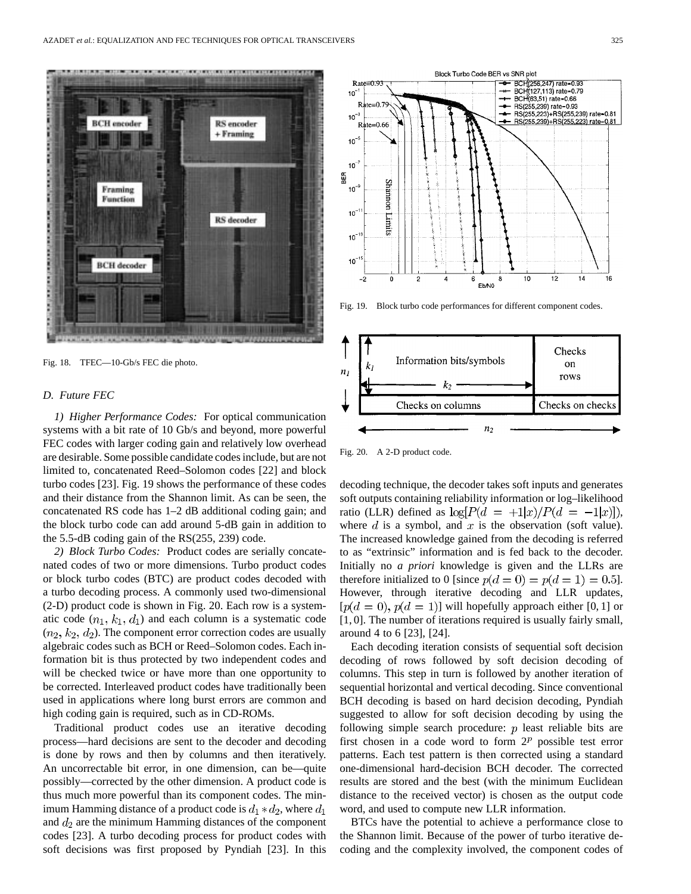Fig. 18. TFEC—10-Gb/s FEC die photo.

Fig. 19. Block turbo code performances for different component codes.

Fig. 20. A 2-D product code.

### D. Future FEC

*1) Higher Performance Codes:* For optical communication systems with a bit rate of 10 Gb/s and beyond, more powerful FEC codes with larger coding gain and relatively low overhead are desirable. Some possible candidate codes include, but are not limited to, concatenated Reed–Solomon codes [22] and block turbo codes [23]. Fig. 19 shows the performance of these codes and their distance from the Shannon limit. As can be seen, the concatenated RS code has 1–2 dB additional coding gain; and the block turbo code can add around 5-dB gain in addition to the 5.5-dB coding gain of the RS(255, 239) code.

*2) Block Turbo Codes:* Product codes are serially concatenated codes of two or more dimensions. Turbo product codes or block turbo codes (BTC) are product codes decoded with a turbo decoding process. A commonly used two-dimensional (2-D) product code is shown in Fig. 20. Each row is a systematic code ($n_1$, $k_1$, $d_1$) and each column is a systematic code ($n_2$, $k_2$, $d_2$). The component error correction codes are usually algebraic codes such as BCH or Reed–Solomon codes. Each information bit is thus protected by two independent codes and will be checked twice or have more than one opportunity to be corrected. Interleaved product codes have traditionally been used in applications where long burst errors are common and high coding gain is required, such as in CD-ROMs.

Traditional product codes use an iterative decoding process—hard decisions are sent to the decoder and decoding is done by rows and then by columns and then iteratively. An uncorrectable bit error, in one dimension, can be—quite possibly—corrected by the other dimension. A product code is thus much more powerful than its component codes. The minimum Hamming distance of a product code is $d_1 * d_2$, where $d_1$ and $d_2$ are the minimum Hamming distances of the component codes [23]. A turbo decoding process for product codes with soft decisions was first proposed by Pyndiah [23]. In this decoding technique, the decoder takes soft inputs and generates soft outputs containing reliability information or log–likelihood ratio (LLR) defined as $\log[P(d = +1|x)/P(d = -1|x)]$, where $d$ is a symbol, and $x$ is the observation (soft value). The increased knowledge gained from the decoding is referred to as "extrinsic" information and is fed back to the decoder. Initially no *a priori* knowledge is given and the LLRs are therefore initialized to 0 [since $p(d = 0) = p(d = 1) = 0.5$]. However, through iterative decoding and LLR updates, $[p(d = 0), p(d = 1)]$ will hopefully approach either $[0, 1]$ or $[1, 0]$. The number of iterations required is usually fairly small, around 4 to 6 [23], [24].

Each decoding iteration consists of sequential soft decision decoding of rows followed by soft decision decoding of columns. This step in turn is followed by another iteration of sequential horizontal and vertical decoding. Since conventional BCH decoding is based on hard decision decoding, Pyndiah suggested to allow for soft decision decoding by using the following simple search procedure: $p$ least reliable bits are first chosen in a code word to form $2^p$ possible test error patterns. Each test pattern is then corrected using a standard one-dimensional hard-decision BCH decoder. The corrected results are stored and the best (with the minimum Euclidean distance to the received vector) is chosen as the output code word, and used to compute new LLR information.

BTCs have the potential to achieve a performance close to the Shannon limit. Because of the power of turbo iterative decoding and the complexity involved, the component codes of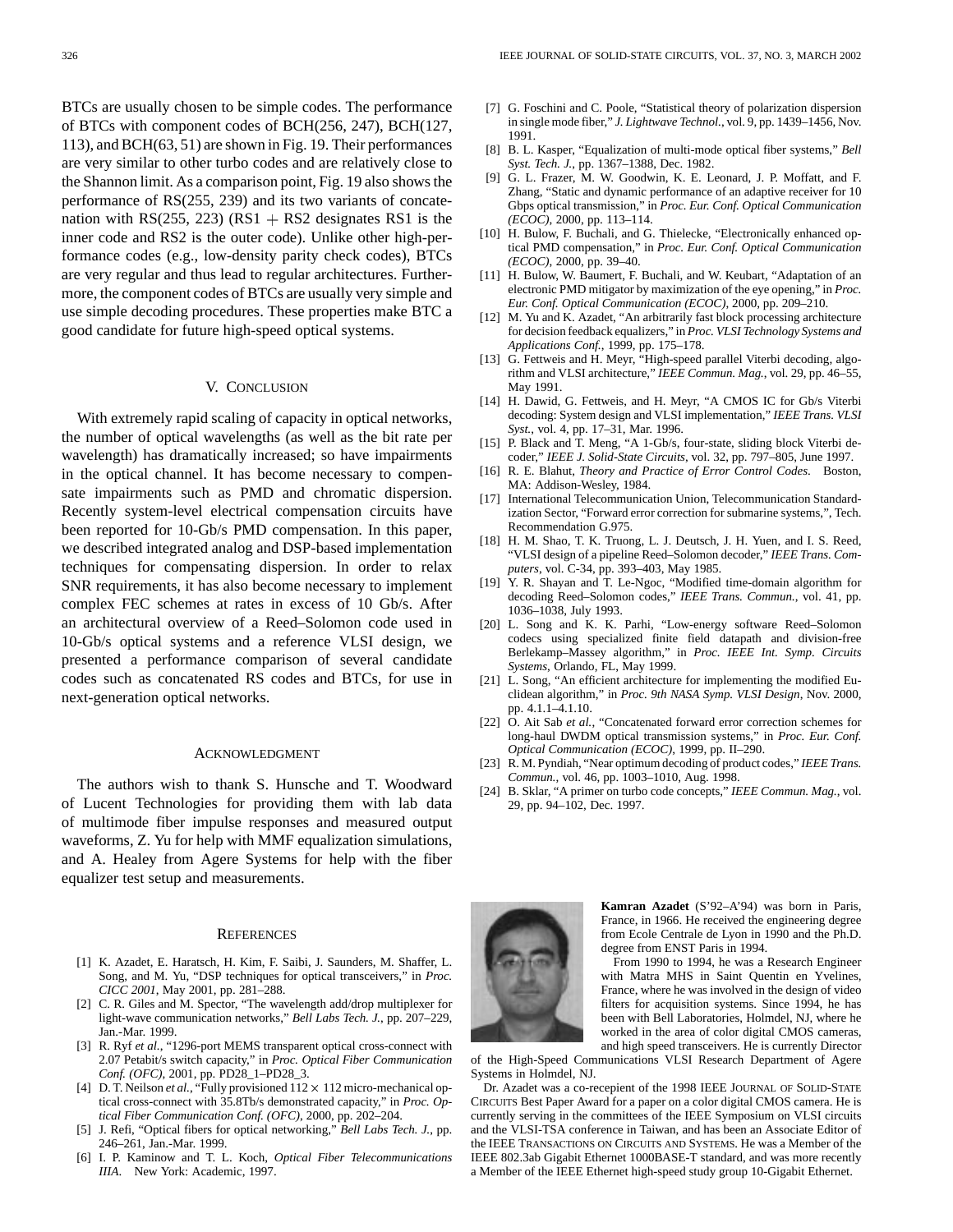BTCs are usually chosen to be simple codes. The performance of BTCs with component codes of BCH(256, 247), BCH(127, 113), and BCH(63, 51) are shown in Fig. 19. Their performances are very similar to other turbo codes and are relatively close to the Shannon limit. As a comparison point, Fig. 19 also shows the performance of RS(255, 239) and its two variants of concatenation with RS(255, 223) (RS1 + RS2 designates RS1 is the inner code and RS2 is the outer code). Unlike other high-performance codes (e.g., low-density parity check codes), BTCs are very regular and thus lead to regular architectures. Furthermore, the component codes of BTCs are usually very simple and use simple decoding procedures. These properties make BTC a good candidate for future high-speed optical systems.

## V. Conclusion

With extremely rapid scaling of capacity in optical networks, the number of optical wavelengths (as well as the bit rate per wavelength) has dramatically increased; so have impairments in the optical channel. It has become necessary to compensate impairments such as PMD and chromatic dispersion. Recently system-level electrical compensation circuits have been reported for 10-Gb/s PMD compensation. In this paper, we described integrated analog and DSP-based implementation techniques for compensating dispersion. In order to relax SNR requirements, it has also become necessary to implement complex FEC schemes at rates in excess of 10 Gb/s. After an architectural overview of a Reed–Solomon code used in 10-Gb/s optical systems and a reference VLSI design, we presented a performance comparison of several candidate codes such as concatenated RS codes and BTCs, for use in next-generation optical networks.

## Acknowledgment

The authors wish to thank S. Hunsche and T. Woodward of Lucent Technologies for providing them with lab data of multimode fiber impulse responses and measured output waveforms, Z. Yu for help with MMF equalization simulations, and A. Healey from Agere Systems for help with the fiber equalizer test setup and measurements.

## References

[1] K. Azadet, E. Haratsch, H. Kim, F. Saibi, J. Saunders, M. Shaffer, L. Song, and M. Yu, "DSP techniques for optical transceivers," in *Proc. CICC 2001*, May 2001, pp. 281–288.

[2] C. R. Giles and M. Spector, "The wavelength add/drop multiplexer for light-wave communication networks," *Bell Labs Tech. J.*, pp. 207–229, Jan.-Mar. 1999.

[3] R. Ryf *et al.*, "1296-port MEMS transparent optical cross-connect with 2.07 Petabit/s switch capacity," in *Proc. Optical Fiber Communication Conf. (OFC)*, 2001, pp. PD28_1–PD28_3.

[4] D. T. Neilson *et al.*, "Fully provisioned $112 \times 112$ micro-mechanical optical cross-connect with 35.8Tb/s demonstrated capacity," in *Proc. Optical Fiber Communication Conf. (OFC)*, 2000, pp. 202–204.

[5] J. Refi, "Optical fibers for optical networking," *Bell Labs Tech. J.*, pp. 246–261, Jan.-Mar. 1999.

[6] I. P. Kaminow and T. L. Koch, *Optical Fiber Telecommunications IIIA*. New York: Academic, 1997.

[7] G. Foschini and C. Poole, "Statistical theory of polarization dispersion in single mode fiber," *J. Lightwave Technol.*, vol. 9, pp. 1439–1456, Nov. 1991.

[8] B. L. Kasper, "Equalization of multi-mode optical fiber systems," *Bell Syst. Tech. J.*, pp. 1367–1388, Dec. 1982.

[9] G. L. Frazer, M. W. Goodwin, K. E. Leonard, J. P. Moffatt, and F. Zhang, "Static and dynamic performance of an adaptive receiver for 10 Gbps optical transmission," in *Proc. Eur. Conf. Optical Communication (ECOC)*, 2000, pp. 113–114.

[10] H. Bulow, F. Buchali, and G. Thielecke, "Electronically enhanced optical PMD compensation," in *Proc. Eur. Conf. Optical Communication (ECOC)*, 2000, pp. 39–40.

[11] H. Bulow, W. Baumert, F. Buchali, and W. Keubart, "Adaptation of an electronic PMD mitigator by maximization of the eye opening," in *Proc. Eur. Conf. Optical Communication (ECOC)*, 2000, pp. 209–210.

[12] M. Yu and K. Azadet, "An arbitrarily fast block processing architecture for decision feedback equalizers," in *Proc. VLSI Technology Systems and Applications Conf.*, 1999, pp. 175–178.

[13] G. Fettweis and H. Meyr, "High-speed parallel Viterbi decoding, algorithm and VLSI architecture," *IEEE Commun. Mag.*, vol. 29, pp. 46–55, May 1991.

[14] H. Dawid, G. Fettweis, and H. Meyr, "A CMOS IC for Gb/s Viterbi decoding: System design and VLSI implementation," *IEEE Trans. VLSI Syst.*, vol. 4, pp. 17–31, Mar. 1996.

[15] P. Black and T. Meng, "A 1-Gb/s, four-state, sliding block Viterbi decoder," *IEEE J. Solid-State Circuits*, vol. 32, pp. 797–805, June 1997.

[16] R. E. Blahut, *Theory and Practice of Error Control Codes*. Boston, MA: Addison-Wesley, 1984.

[17] International Telecommunication Union, Telecommunication Standardization Sector, "Forward error correction for submarine systems,", Tech. Recommendation G.975.

[18] H. M. Shao, T. K. Truong, L. J. Deutsch, J. H. Yuen, and I. S. Reed, "VLSI design of a pipeline Reed–Solomon decoder," *IEEE Trans. Computers*, vol. C-34, pp. 393–403, May 1985.

[19] Y. R. Shayan and T. Le-Ngoc, "Modified time-domain algorithm for decoding Reed–Solomon codes," *IEEE Trans. Commun.*, vol. 41, pp. 1036–1038, July 1993.

[20] L. Song and K. K. Parhi, "Low-energy software Reed–Solomon codecs using specialized finite field datapath and division-free Berlekamp–Massey algorithm," in *Proc. IEEE Int. Symp. Circuits Systems*, Orlando, FL, May 1999.

[21] L. Song, "An efficient architecture for implementing the modified Euclidean algorithm," in *Proc. 9th NASA Symp. VLSI Design*, Nov. 2000, pp. 4.1.1–4.1.10.

[22] O. Ait Sab *et al.*, "Concatenated forward error correction schemes for long-haul DWDM optical transmission systems," in *Proc. Eur. Conf. Optical Communication (ECOC)*, 1999, pp. II–290.

[23] R. M. Pyndiah, "Near optimum decoding of product codes," *IEEE Trans. Commun.*, vol. 46, pp. 1003–1010, Aug. 1998.

[24] B. Sklar, "A primer on turbo code concepts," *IEEE Commun. Mag.*, vol. 29, pp. 94–102, Dec. 1997.

**Kamran Azadet** (S'92–A'94) was born in Paris, France, in 1966. He received the engineering degree from Ecole Centrale de Lyon in 1990 and the Ph.D. degree from ENST Paris in 1994.

From 1990 to 1994, he was a Research Engineer with Matra MHS in Saint Quentin en Yvelines, France, where he was involved in the design of video filters for acquisition systems. Since 1994, he has been with Bell Laboratories, Holmdel, NJ, where he worked in the area of color digital CMOS cameras, and high speed transceivers. He is currently Director of the High-Speed Communications VLSI Research Department of Agere Systems in Holmdel, NJ.

Dr. Azadet was a co-recepient of the 1998 IEEE JOURNAL OF SOLID-STATE CIRCUITS Best Paper Award for a paper on a color digital CMOS camera. He is currently serving in the committees of the IEEE Symposium on VLSI circuits and the VLSI-TSA conference in Taiwan, and has been an Associate Editor of the IEEE TRANSACTIONS ON CIRCUITS AND SYSTEMS. He was a Member of the IEEE 802.3ab Gigabit Ethernet 1000BASE-T standard, and was more recently a Member of the IEEE Ethernet high-speed study group 10-Gigabit Ethernet.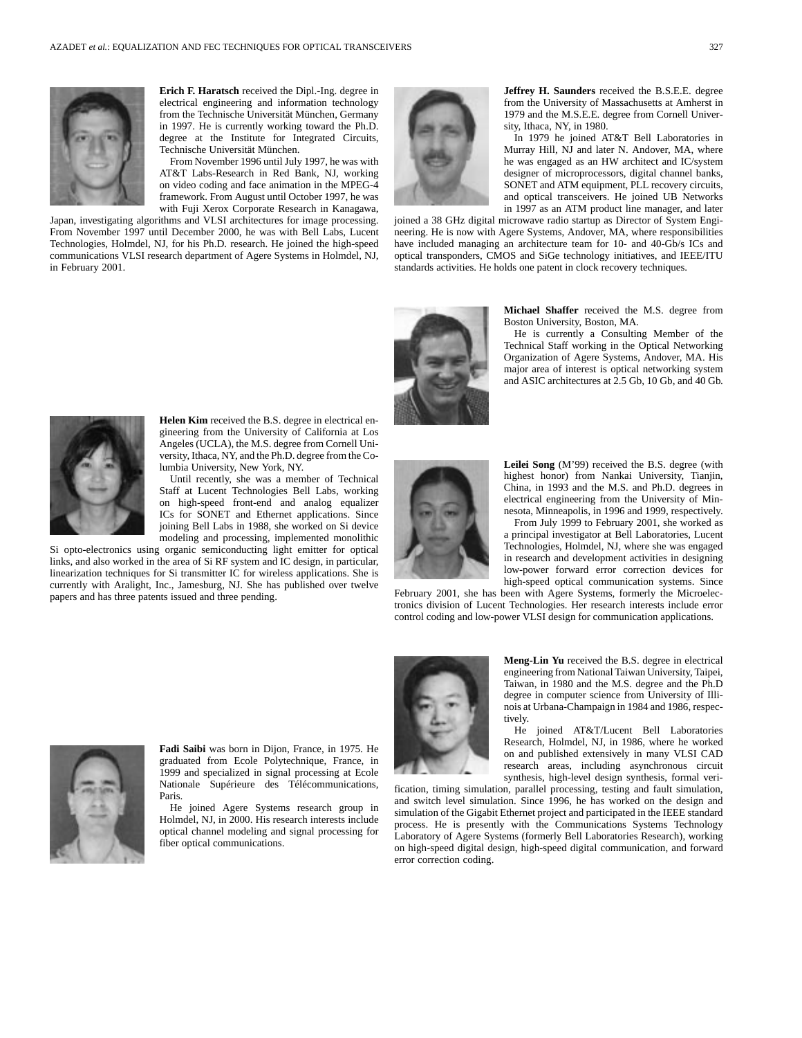**Erich F. Haratsch** received the Dipl.-Ing. degree in electrical engineering and information technology from the Technische Universität München, Germany in 1997. He is currently working toward the Ph.D. degree at the Institute for Integrated Circuits, Technische Universität München.

From November 1996 until July 1997, he was with AT&T Labs-Research in Red Bank, NJ, working on video coding and face animation in the MPEG-4 framework. From August until October 1997, he was with Fuji Xerox Corporate Research in Kanagawa, Japan, investigating algorithms and VLSI architectures for image processing. From November 1997 until December 2000, he was with Bell Labs, Lucent Technologies, Holmdel, NJ, for his Ph.D. research. He joined the high-speed communications VLSI research department of Agere Systems in Holmdel, NJ, in February 2001.

**Helen Kim** received the B.S. degree in electrical engineering from the University of California at Los Angeles (UCLA), the M.S. degree from Cornell University, Ithaca, NY, and the Ph.D. degree from the Columbia University, New York, NY.

Until recently, she was a member of Technical Staff at Lucent Technologies Bell Labs, working on high-speed front-end and analog equalizer ICs for SONET and Ethernet applications. Since joining Bell Labs in 1988, she worked on Si device modeling and processing, implemented monolithic Si opto-electronics using organic semiconducting light emitter for optical links, and also worked in the area of Si RF system and IC design, in particular, linearization techniques for Si transmitter IC for wireless applications. She is currently with Aralight, Inc., Jamesburg, NJ. She has published over twelve papers and has three patents issued and three pending.

**Fadi Saibi** was born in Dijon, France, in 1975. He graduated from Ecole Polytechnique, France, in 1999 and specialized in signal processing at Ecole Nationale Supérieure des Télécommunications, Paris.

He joined Agere Systems research group in Holmdel, NJ, in 2000. His research interests include optical channel modeling and signal processing for fiber optical communications.

**Jeffrey H. Saunders** received the B.S.E.E. degree from the University of Massachusetts at Amherst in 1979 and the M.S.E.E. degree from Cornell University, Ithaca, NY, in 1980.

In 1979 he joined AT&T Bell Laboratories in Murray Hill, NJ and later N. Andover, MA, where he was engaged as an HW architect and IC/system designer of microprocessors, digital channel banks, SONET and ATM equipment, PLL recovery circuits, and optical transceivers. He joined UB Networks in 1997 as an ATM product line manager, and later joined a 38 GHz digital microwave radio startup as Director of System Engineering. He is now with Agere Systems, Andover, MA, where responsibilities have included managing an architecture team for 10- and 40-Gb/s ICs and optical transponders, CMOS and SiGe technology initiatives, and IEEE/ITU standards activities. He holds one patent in clock recovery techniques.

**Michael Shaffer** received the M.S. degree from Boston University, Boston, MA.

He is currently a Consulting Member of the Technical Staff working in the Optical Networking Organization of Agere Systems, Andover, MA. His major area of interest is optical networking system and ASIC architectures at 2.5 Gb, 10 Gb, and 40 Gb.

**Leilei Song** (M'99) received the B.S. degree (with highest honor) from Nankai University, Tianjin, China, in 1993 and the M.S. and Ph.D. degrees in electrical engineering from the University of Minnesota, Minneapolis, in 1996 and 1999, respectively.

From July 1999 to February 2001, she worked as a principal investigator at Bell Laboratories, Lucent Technologies, Holmdel, NJ, where she was engaged in research and development activities in designing low-power forward error correction devices for high-speed optical communication systems. Since February 2001, she has been with Agere Systems, formerly the Microelectronics division of Lucent Technologies. Her research interests include error control coding and low-power VLSI design for communication applications.

**Meng-Lin Yu** received the B.S. degree in electrical engineering from National Taiwan University, Taipei, Taiwan, in 1980 and the M.S. degree and the Ph.D degree in computer science from University of Illinois at Urbana-Champaign in 1984 and 1986, respectively.

He joined AT&T/Lucent Bell Laboratories Research, Holmdel, NJ, in 1986, where he worked on and published extensively in many VLSI CAD research areas, including asynchronous circuit synthesis, high-level design synthesis, formal verification, timing simulation, parallel processing, testing and fault simulation, and switch level simulation. Since 1996, he has worked on the design and simulation of the Gigabit Ethernet project and participated in the IEEE standard process. He is presently with the Communications Systems Technology Laboratory of Agere Systems (formerly Bell Laboratories Research), working on high-speed digital design, high-speed digital communication, and forward error correction coding.